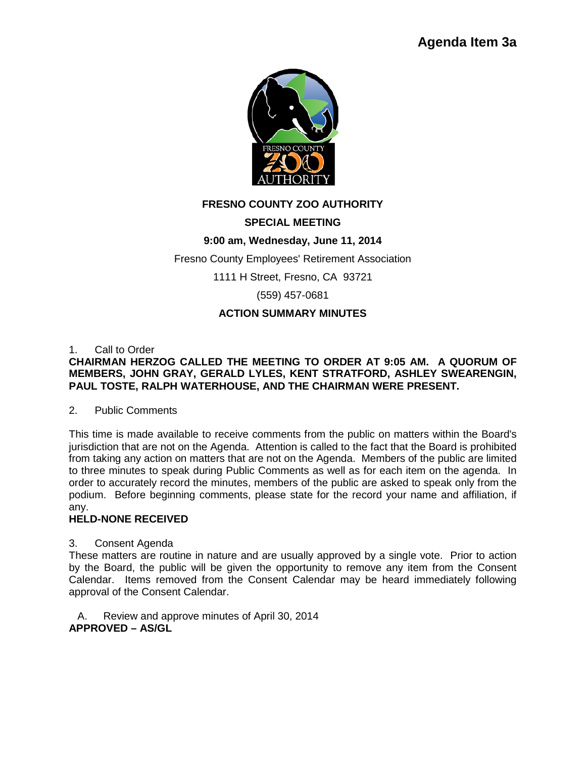**Agenda Item 3a**

# FRESNO COUNTY ZOO AUTHORITY

## SPECIAL MEETING

**9:00 am, Wednesday, June 11, 2014**

Fresno County Employees' Retirement Association

1111 H Street, Fresno, CA 93721

(559) 457-0681

**ACTION SUMMARY MINUTES**

1. Call to Order

**CHAIRMAN HERZOG CALLED THE MEETING TO ORDER AT 9:05 AM. A QUORUM OF MEMBERS, JOHN GRAY, GERALD LYLES, KENT STRATFORD, ASHLEY SWEARENGIN, PAUL TOSTE, RALPH WATERHOUSE, AND THE CHAIRMAN WERE PRESENT.**

2. Public Comments

This time is made available to receive comments from the public on matters within the Board's jurisdiction that are not on the Agenda. Attention is called to the fact that the Board is prohibited from taking any action on matters that are not on the Agenda. Members of the public are limited to three minutes to speak during Public Comments as well as for each item on the agenda. In order to accurately record the minutes, members of the public are asked to speak only from the podium. Before beginning comments, please state for the record your name and affiliation, if any.

**HELD-NONE RECEIVED**

3. Consent Agenda

These matters are routine in nature and are usually approved by a single vote. Prior to action by the Board, the public will be given the opportunity to remove any item from the Consent Calendar. Items removed from the Consent Calendar may be heard immediately following approval of the Consent Calendar.

A. Review and approve minutes of April 30, 2014

**APPROVED – AS/GL**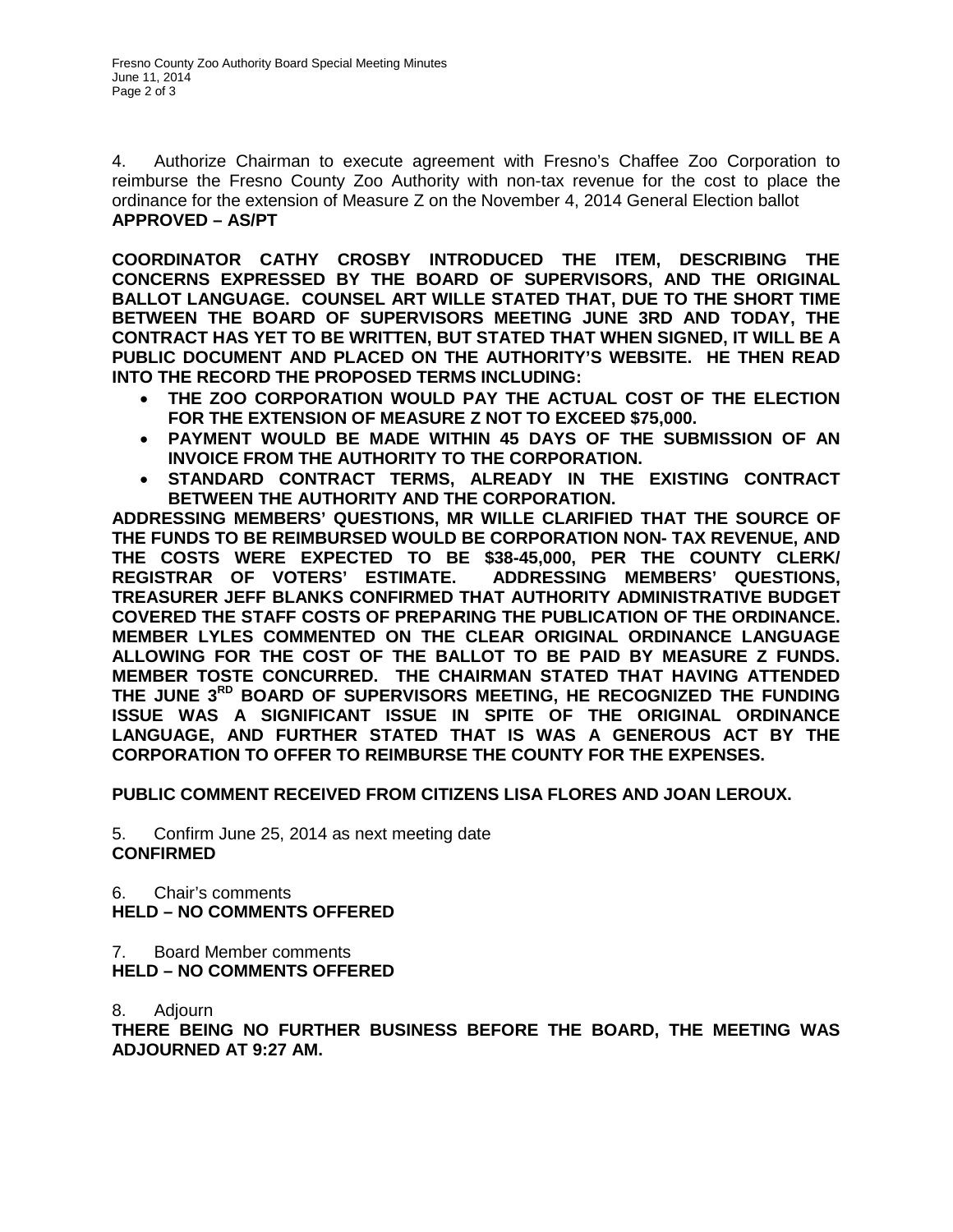4. Authorize Chairman to execute agreement with Fresno's Chaffee Zoo Corporation to reimburse the Fresno County Zoo Authority with non-tax revenue for the cost to place the ordinance for the extension of Measure Z on the November 4, 2014 General Election ballot
**APPROVED – AS/PT**

**COORDINATOR CATHY CROSBY INTRODUCED THE ITEM, DESCRIBING THE CONCERNS EXPRESSED BY THE BOARD OF SUPERVISORS, AND THE ORIGINAL BALLOT LANGUAGE. COUNSEL ART WILLE STATED THAT, DUE TO THE SHORT TIME BETWEEN THE BOARD OF SUPERVISORS MEETING JUNE 3RD AND TODAY, THE CONTRACT HAS YET TO BE WRITTEN, BUT STATED THAT WHEN SIGNED, IT WILL BE A PUBLIC DOCUMENT AND PLACED ON THE AUTHORITY'S WEBSITE. HE THEN READ INTO THE RECORD THE PROPOSED TERMS INCLUDING:**

- **THE ZOO CORPORATION WOULD PAY THE ACTUAL COST OF THE ELECTION FOR THE EXTENSION OF MEASURE Z NOT TO EXCEED $75,000.**
- **PAYMENT WOULD BE MADE WITHIN 45 DAYS OF THE SUBMISSION OF AN INVOICE FROM THE AUTHORITY TO THE CORPORATION.**
- **STANDARD CONTRACT TERMS, ALREADY IN THE EXISTING CONTRACT BETWEEN THE AUTHORITY AND THE CORPORATION.**

**ADDRESSING MEMBERS' QUESTIONS, MR WILLE CLARIFIED THAT THE SOURCE OF THE FUNDS TO BE REIMBURSED WOULD BE CORPORATION NON- TAX REVENUE, AND THE COSTS WERE EXPECTED TO BE $38-45,000, PER THE COUNTY CLERK/ REGISTRAR OF VOTERS' ESTIMATE. ADDRESSING MEMBERS' QUESTIONS, TREASURER JEFF BLANKS CONFIRMED THAT AUTHORITY ADMINISTRATIVE BUDGET COVERED THE STAFF COSTS OF PREPARING THE PUBLICATION OF THE ORDINANCE. MEMBER LYLES COMMENTED ON THE CLEAR ORIGINAL ORDINANCE LANGUAGE ALLOWING FOR THE COST OF THE BALLOT TO BE PAID BY MEASURE Z FUNDS. MEMBER TOSTE CONCURRED. THE CHAIRMAN STATED THAT HAVING ATTENDED THE JUNE 3RD BOARD OF SUPERVISORS MEETING, HE RECOGNIZED THE FUNDING ISSUE WAS A SIGNIFICANT ISSUE IN SPITE OF THE ORIGINAL ORDINANCE LANGUAGE, AND FURTHER STATED THAT IS WAS A GENEROUS ACT BY THE CORPORATION TO OFFER TO REIMBURSE THE COUNTY FOR THE EXPENSES.**

**PUBLIC COMMENT RECEIVED FROM CITIZENS LISA FLORES AND JOAN LEROUX.**

5. Confirm June 25, 2014 as next meeting date
**CONFIRMED**

6. Chair's comments
**HELD – NO COMMENTS OFFERED**

7. Board Member comments
**HELD – NO COMMENTS OFFERED**

8. Adjourn
**THERE BEING NO FURTHER BUSINESS BEFORE THE BOARD, THE MEETING WAS ADJOURNED AT 9:27 AM.**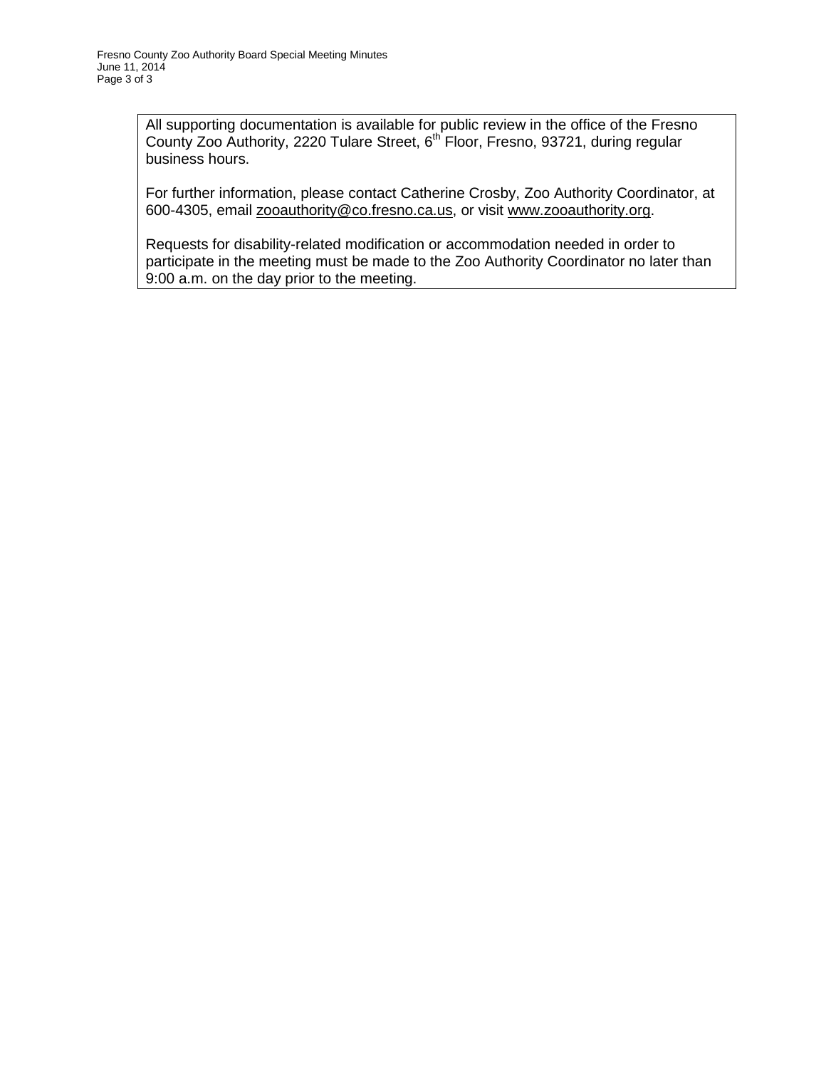All supporting documentation is available for public review in the office of the Fresno County Zoo Authority, 2220 Tulare Street, 6th Floor, Fresno, 93721, during regular business hours.

For further information, please contact Catherine Crosby, Zoo Authority Coordinator, at 600-4305, email zooauthority@co.fresno.ca.us, or visit www.zooauthority.org.

Requests for disability-related modification or accommodation needed in order to participate in the meeting must be made to the Zoo Authority Coordinator no later than 9:00 a.m. on the day prior to the meeting.